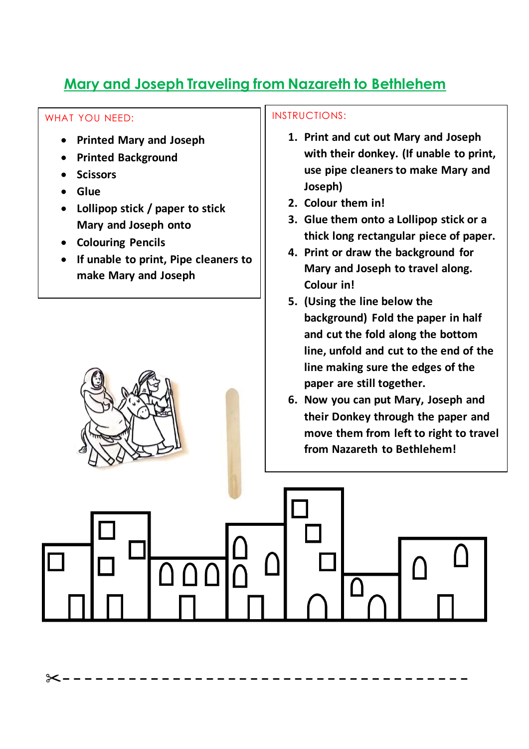# Mary and Joseph Traveling from Nazareth to Bethlehem

WHAT YOU NEED:

- **Printed Mary and Joseph**
- **Printed Background**
- **Scissors**
- **Glue**
- **Lollipop stick / paper to stick Mary and Joseph onto**
- **Colouring Pencils**
- **If unable to print, Pipe cleaners to make Mary and Joseph**

INSTRUCTIONS:

1. **Print and cut out Mary and Joseph with their donkey. (If unable to print, use pipe cleaners to make Mary and Joseph)**
2. **Colour them in!**
3. **Glue them onto a Lollipop stick or a thick long rectangular piece of paper.**
4. **Print or draw the background for Mary and Joseph to travel along. Colour in!**
5. **(Using the line below the background) Fold the paper in half and cut the fold along the bottom line, unfold and cut to the end of the line making sure the edges of the paper are still together.**
6. **Now you can put Mary, Joseph and their Donkey through the paper and move them from left to right to travel from Nazareth to Bethlehem!**

✂- - - - - - - - - - - - - - - - - - - - - - - - - - - - - - - - - - - - -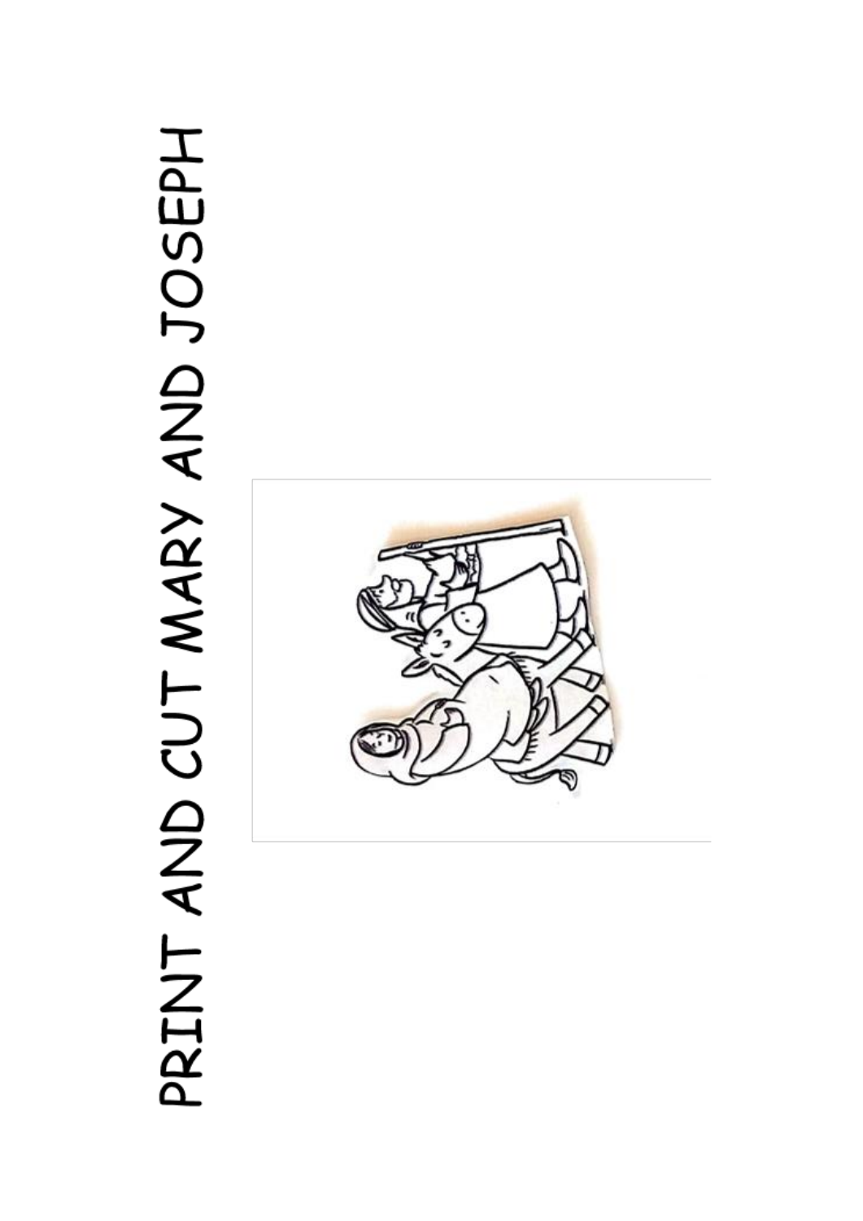# PRINT AND CUT MARY AND JOSEPH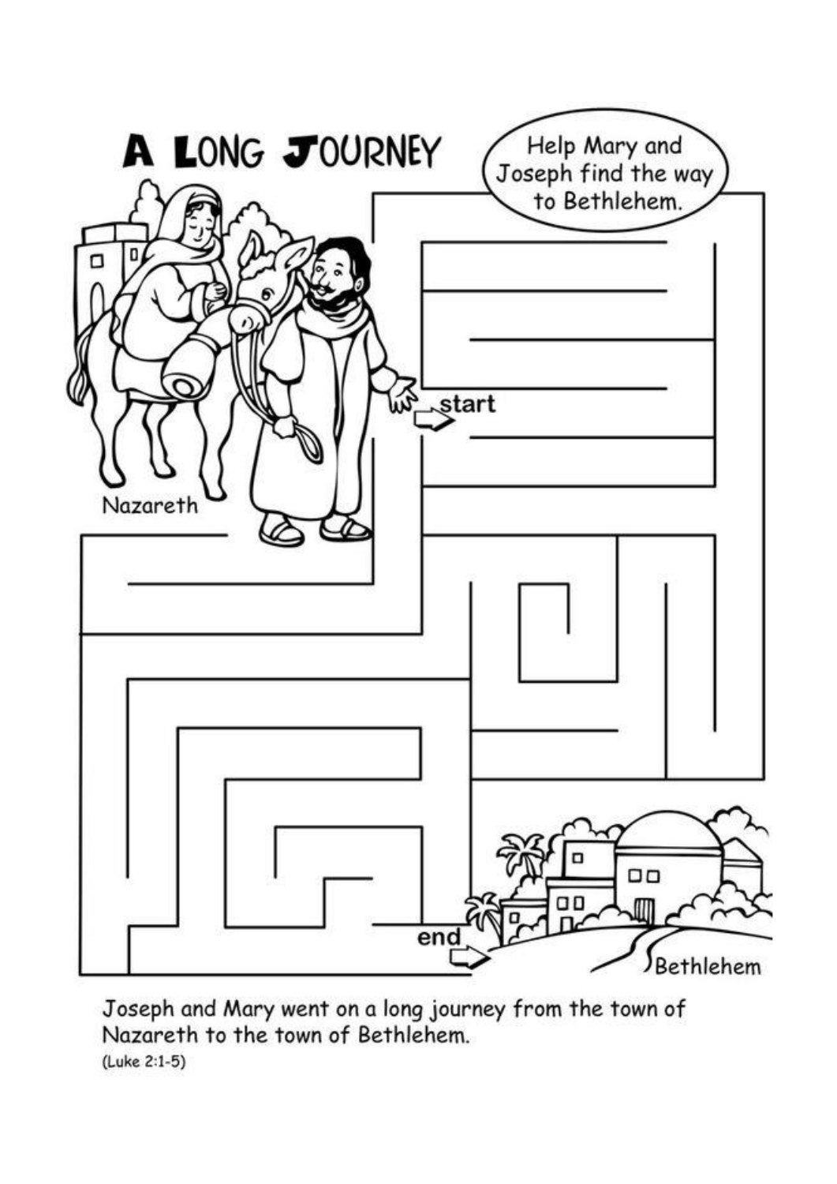# A Long Journey

Help Mary and Joseph find the way to Bethlehem.

start

Nazareth

end

Bethlehem

Joseph and Mary went on a long journey from the town of Nazareth to the town of Bethlehem.

(Luke 2:1-5)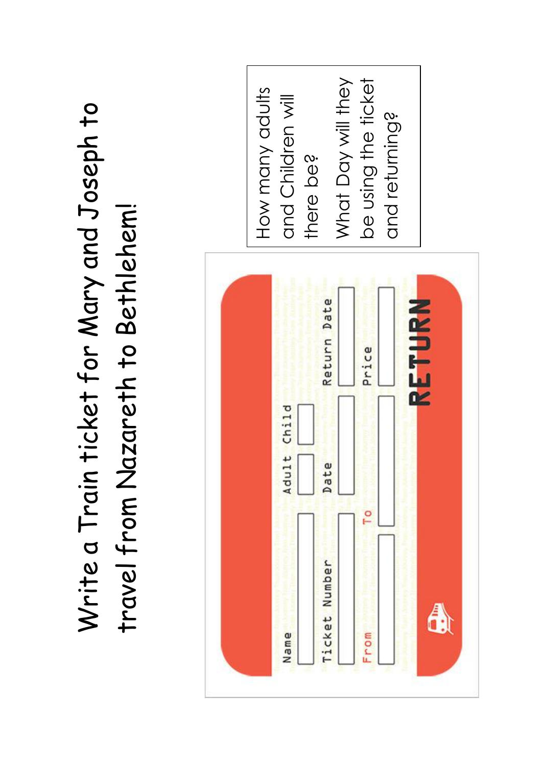# Write a Train ticket for Mary and Joseph to travel from Nazareth to Bethlehem!

How many adults and Children will there be?

What Day will they be using the ticket and returning?

| | | | |
|---|---|---|---|
| Name | | Adult | Child |
| Ticket Number | | Date | Return Date |
| From | To | | Price |

RETURN